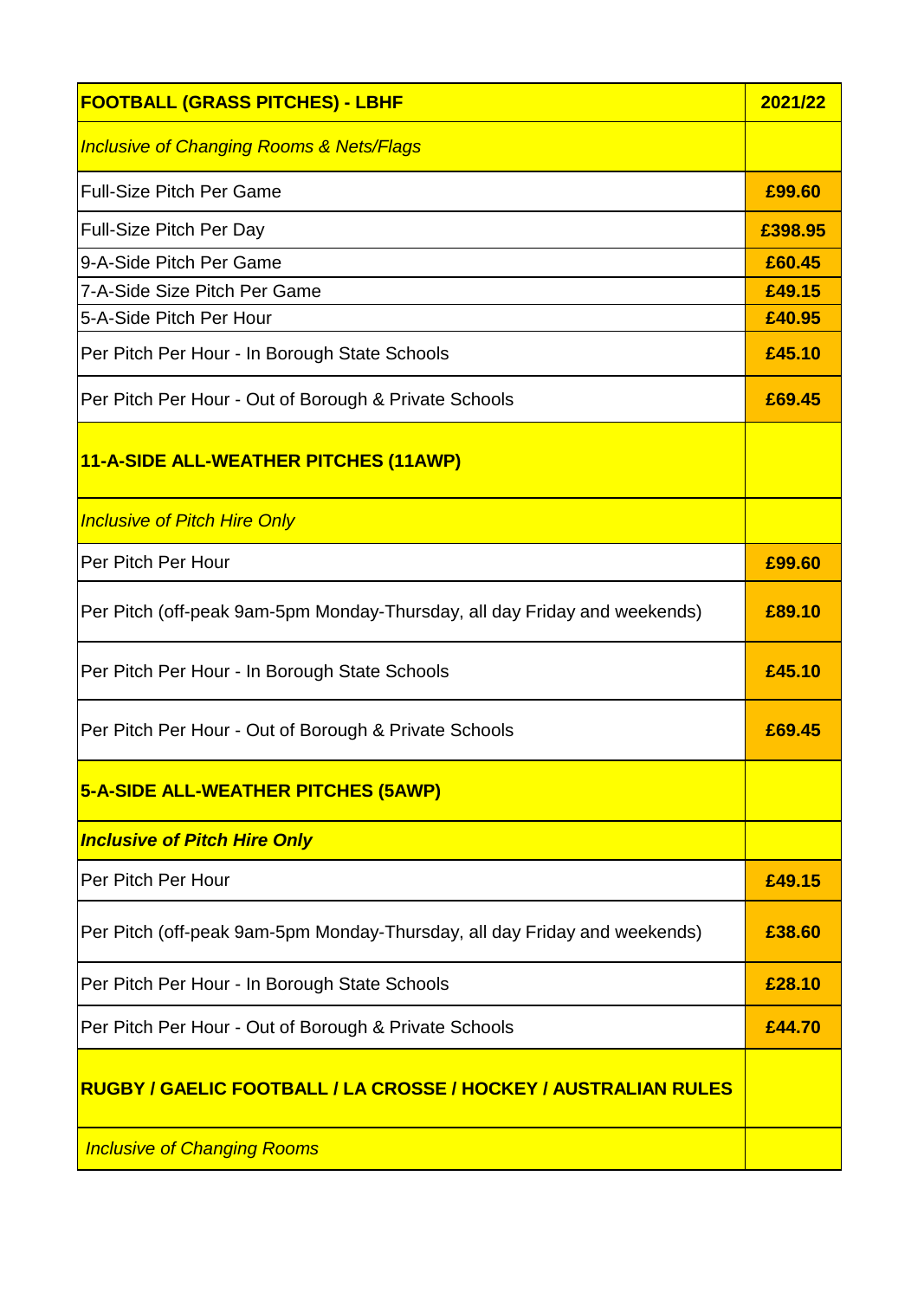| **FOOTBALL (GRASS PITCHES) - LBHF** | **2021/22** |
|---|---|
| *Inclusive of Changing Rooms & Nets/Flags* | |
| Full-Size Pitch Per Game | **£99.60** |
| Full-Size Pitch Per Day | **£398.95** |
| 9-A-Side Pitch Per Game | **£60.45** |
| 7-A-Side Size Pitch Per Game | **£49.15** |
| 5-A-Side Pitch Per Hour | **£40.95** |
| Per Pitch Per Hour - In Borough State Schools | **£45.10** |
| Per Pitch Per Hour - Out of Borough & Private Schools | **£69.45** |
| **11-A-SIDE ALL-WEATHER PITCHES (11AWP)** | |
| *Inclusive of Pitch Hire Only* | |
| Per Pitch Per Hour | **£99.60** |
| Per Pitch (off-peak 9am-5pm Monday-Thursday, all day Friday and weekends) | **£89.10** |
| Per Pitch Per Hour - In Borough State Schools | **£45.10** |
| Per Pitch Per Hour - Out of Borough & Private Schools | **£69.45** |
| **5-A-SIDE ALL-WEATHER PITCHES (5AWP)** | |
| ***Inclusive of Pitch Hire Only*** | |
| Per Pitch Per Hour | **£49.15** |
| Per Pitch (off-peak 9am-5pm Monday-Thursday, all day Friday and weekends) | **£38.60** |
| Per Pitch Per Hour - In Borough State Schools | **£28.10** |
| Per Pitch Per Hour - Out of Borough & Private Schools | **£44.70** |
| **RUGBY / GAELIC FOOTBALL / LA CROSSE / HOCKEY / AUSTRALIAN RULES** | |
| *Inclusive of Changing Rooms* | |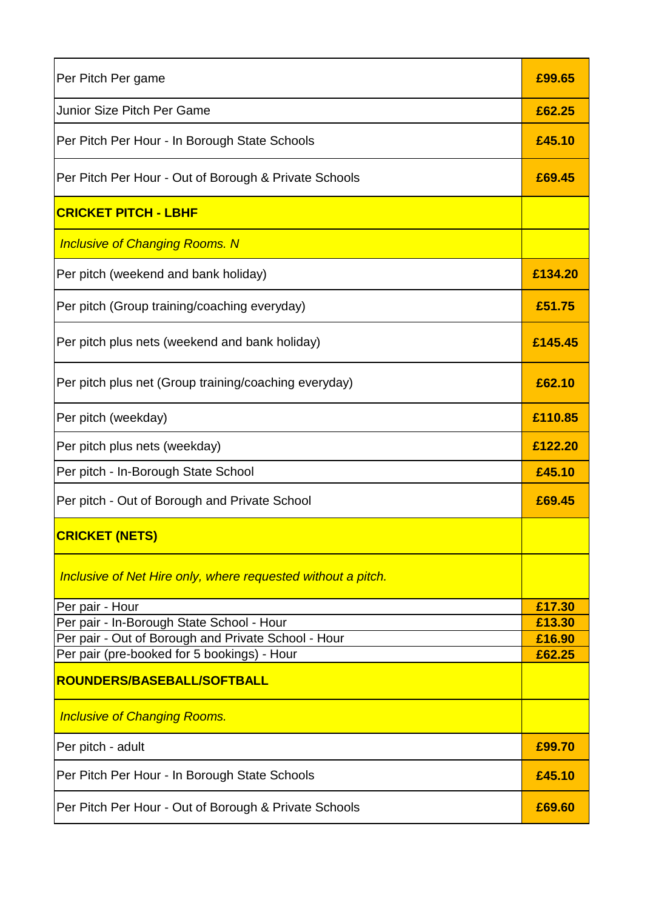| | |
|---|---|
| Per Pitch Per game | **£99.65** |
| Junior Size Pitch Per Game | **£62.25** |
| Per Pitch Per Hour - In Borough State Schools | **£45.10** |
| Per Pitch Per Hour - Out of Borough & Private Schools | **£69.45** |
| **CRICKET PITCH - LBHF** | |
| *Inclusive of Changing Rooms. N* | |
| Per pitch (weekend and bank holiday) | **£134.20** |
| Per pitch (Group training/coaching everyday) | **£51.75** |
| Per pitch plus nets (weekend and bank holiday) | **£145.45** |
| Per pitch plus net (Group training/coaching everyday) | **£62.10** |
| Per pitch (weekday) | **£110.85** |
| Per pitch plus nets (weekday) | **£122.20** |
| Per pitch - In-Borough State School | **£45.10** |
| Per pitch - Out of Borough and Private School | **£69.45** |
| **CRICKET (NETS)** | |
| *Inclusive of Net Hire only, where requested without a pitch.* | |
| Per pair - Hour | **£17.30** |
| Per pair - In-Borough State School - Hour | **£13.30** |
| Per pair - Out of Borough and Private School - Hour | **£16.90** |
| Per pair (pre-booked for 5 bookings) - Hour | **£62.25** |
| **ROUNDERS/BASEBALL/SOFTBALL** | |
| *Inclusive of Changing Rooms.* | |
| Per pitch - adult | **£99.70** |
| Per Pitch Per Hour - In Borough State Schools | **£45.10** |
| Per Pitch Per Hour - Out of Borough & Private Schools | **£69.60** |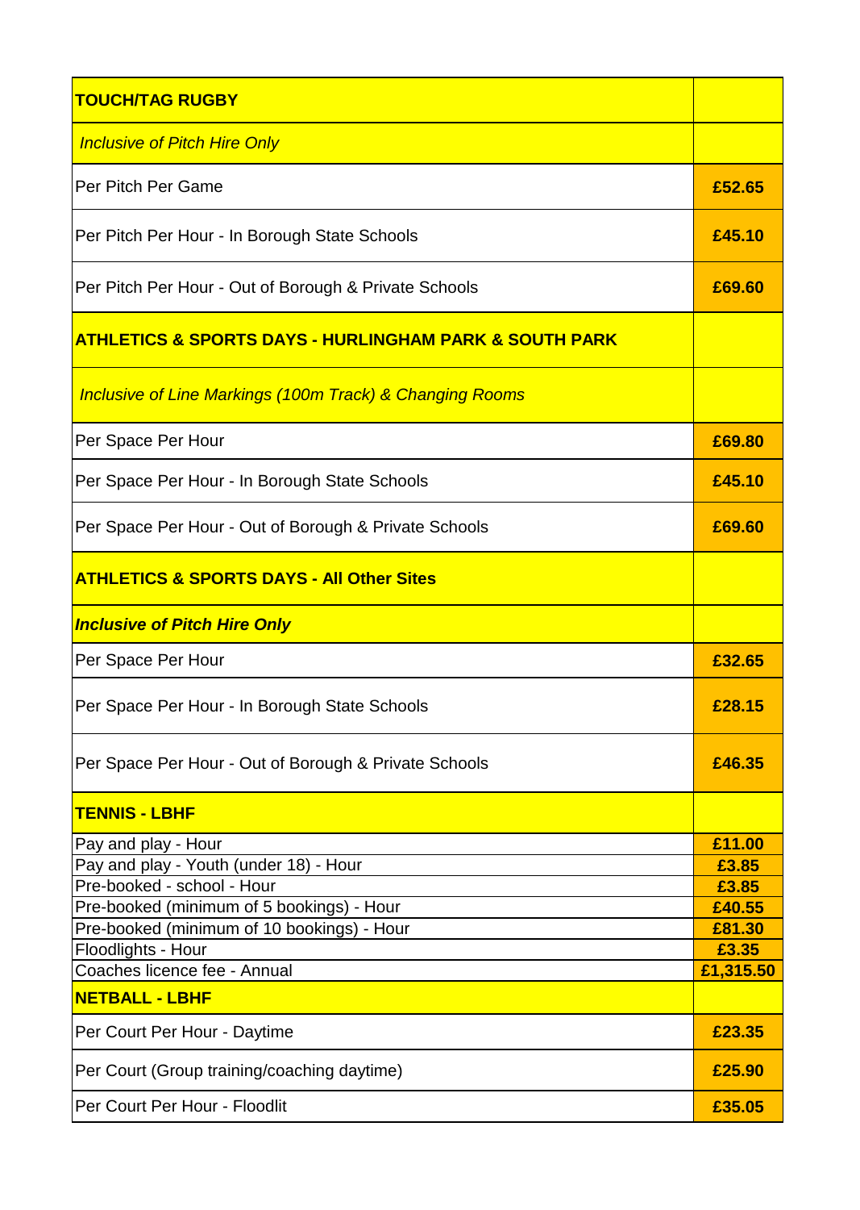| TOUCH/TAG RUGBY | |
|---|---|
| *Inclusive of Pitch Hire Only* | |
| Per Pitch Per Game | **£52.65** |
| Per Pitch Per Hour - In Borough State Schools | **£45.10** |
| Per Pitch Per Hour - Out of Borough & Private Schools | **£69.60** |
| **ATHLETICS & SPORTS DAYS - HURLINGHAM PARK & SOUTH PARK** | |
| *Inclusive of Line Markings (100m Track) & Changing Rooms* | |
| Per Space Per Hour | **£69.80** |
| Per Space Per Hour - In Borough State Schools | **£45.10** |
| Per Space Per Hour - Out of Borough & Private Schools | **£69.60** |
| **ATHLETICS & SPORTS DAYS - All Other Sites** | |
| ***Inclusive of Pitch Hire Only*** | |
| Per Space Per Hour | **£32.65** |
| Per Space Per Hour - In Borough State Schools | **£28.15** |
| Per Space Per Hour - Out of Borough & Private Schools | **£46.35** |
| **TENNIS - LBHF** | |
| Pay and play - Hour | **£11.00** |
| Pay and play - Youth (under 18) - Hour | **£3.85** |
| Pre-booked - school - Hour | **£3.85** |
| Pre-booked (minimum of 5 bookings) - Hour | **£40.55** |
| Pre-booked (minimum of 10 bookings) - Hour | **£81.30** |
| Floodlights - Hour | **£3.35** |
| Coaches licence fee - Annual | **£1,315.50** |
| **NETBALL - LBHF** | |
| Per Court Per Hour - Daytime | **£23.35** |
| Per Court (Group training/coaching daytime) | **£25.90** |
| Per Court Per Hour - Floodlit | **£35.05** |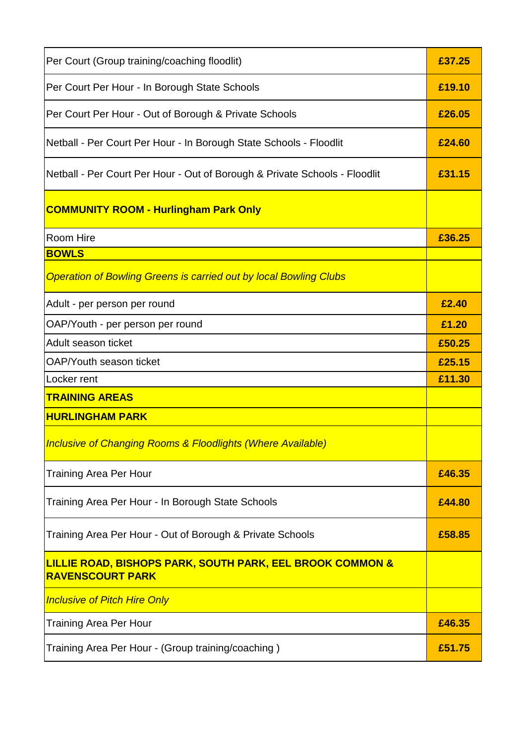| | |
|---|---|
| Per Court (Group training/coaching floodlit) | **£37.25** |
| Per Court Per Hour - In Borough State Schools | **£19.10** |
| Per Court Per Hour - Out of Borough & Private Schools | **£26.05** |
| Netball - Per Court Per Hour - In Borough State Schools - Floodlit | **£24.60** |
| Netball - Per Court Per Hour - Out of Borough & Private Schools - Floodlit | **£31.15** |
| **COMMUNITY ROOM - Hurlingham Park Only** | |
| Room Hire | **£36.25** |
| **BOWLS** | |
| *Operation of Bowling Greens is carried out by local Bowling Clubs* | |
| Adult - per person per round | **£2.40** |
| OAP/Youth - per person per round | **£1.20** |
| Adult season ticket | **£50.25** |
| OAP/Youth season ticket | **£25.15** |
| Locker rent | **£11.30** |
| **TRAINING AREAS** | |
| **HURLINGHAM PARK** | |
| *Inclusive of Changing Rooms & Floodlights (Where Available)* | |
| Training Area Per Hour | **£46.35** |
| Training Area Per Hour - In Borough State Schools | **£44.80** |
| Training Area Per Hour - Out of Borough & Private Schools | **£58.85** |
| **LILLIE ROAD, BISHOPS PARK, SOUTH PARK, EEL BROOK COMMON & RAVENSCOURT PARK** | |
| *Inclusive of Pitch Hire Only* | |
| Training Area Per Hour | **£46.35** |
| Training Area Per Hour - (Group training/coaching ) | **£51.75** |